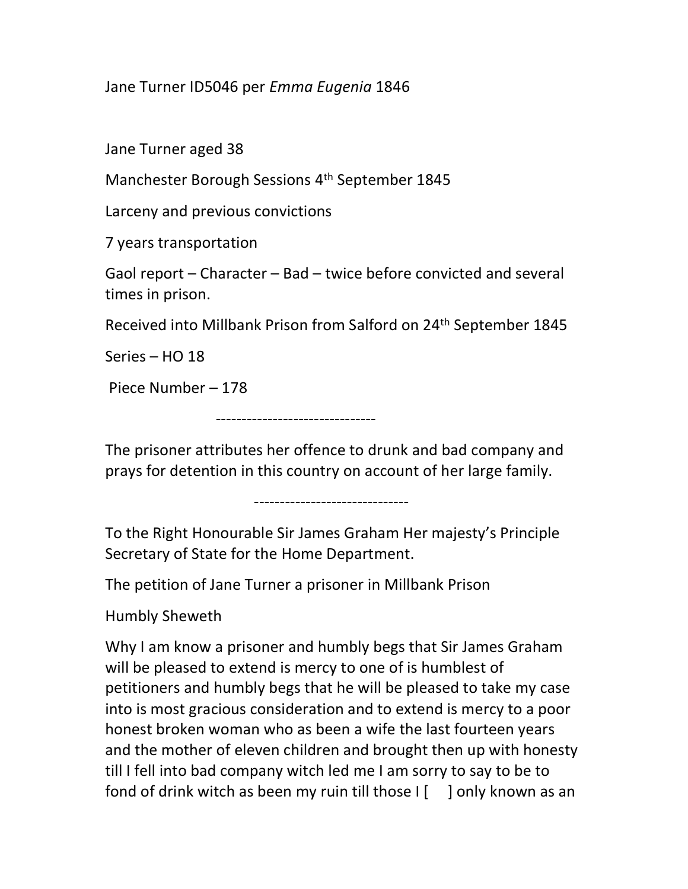Jane Turner ID5046 per *Emma Eugenia* 1846

Jane Turner aged 38

Manchester Borough Sessions 4th September 1845

Larceny and previous convictions

7 years transportation

Gaol report – Character – Bad – twice before convicted and several times in prison.

Received into Millbank Prison from Salford on 24th September 1845

Series – HO 18

Piece Number – 178

-------------------------------

The prisoner attributes her offence to drunk and bad company and prays for detention in this country on account of her large family.

------------------------------

To the Right Honourable Sir James Graham Her majesty's Principle Secretary of State for the Home Department.

The petition of Jane Turner a prisoner in Millbank Prison

Humbly Sheweth

Why I am know a prisoner and humbly begs that Sir James Graham will be pleased to extend is mercy to one of is humblest of petitioners and humbly begs that he will be pleased to take my case into is most gracious consideration and to extend is mercy to a poor honest broken woman who as been a wife the last fourteen years and the mother of eleven children and brought then up with honesty till I fell into bad company witch led me I am sorry to say to be to fond of drink witch as been my ruin till those I [ ] only known as an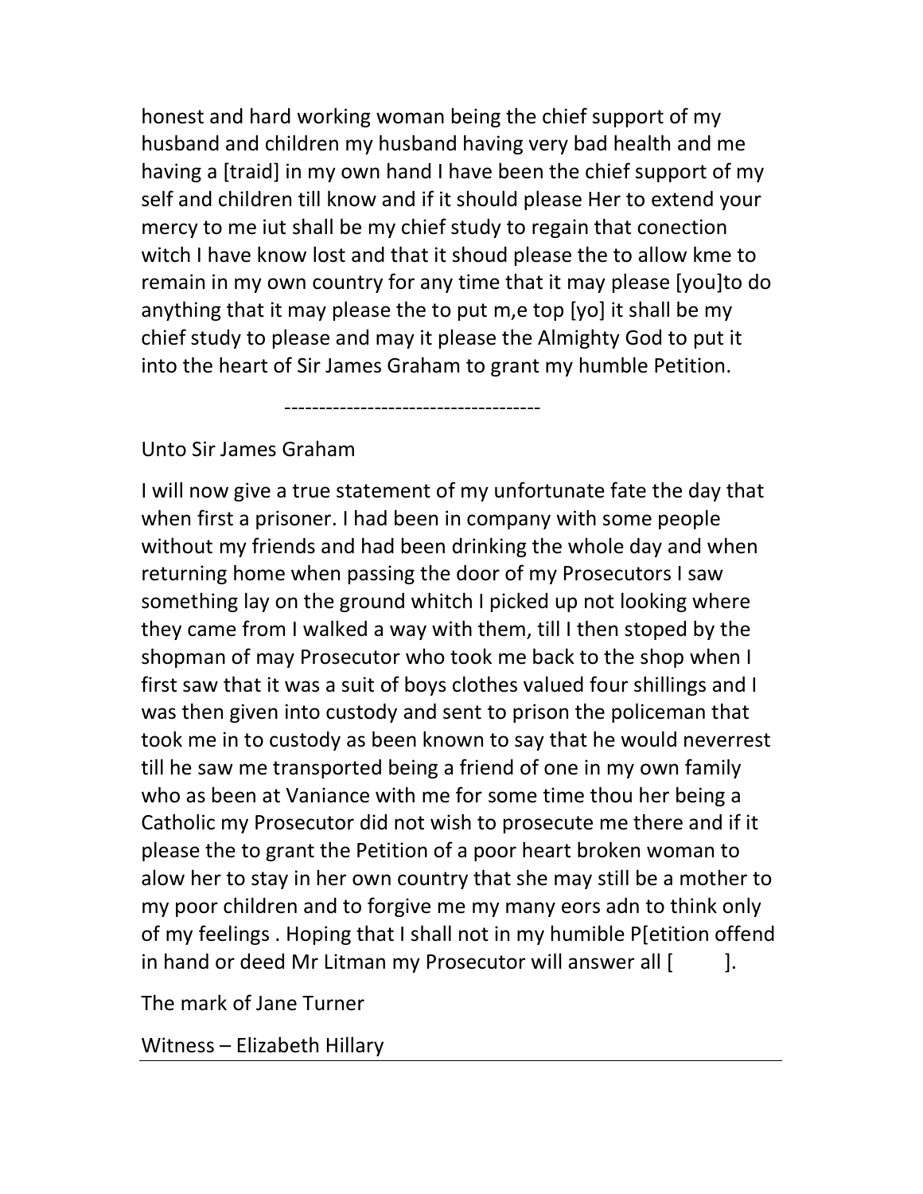honest and hard working woman being the chief support of my husband and children my husband having very bad health and me having a [traid] in my own hand I have been the chief support of my self and children till know and if it should please Her to extend your mercy to me iut shall be my chief study to regain that conection witch I have know lost and that it shoud please the to allow kme to remain in my own country for any time that it may please [you]to do anything that it may please the to put m,e top [yo] it shall be my chief study to please and may it please the Almighty God to put it into the heart of Sir James Graham to grant my humble Petition.

-------------------------------------

Unto Sir James Graham

I will now give a true statement of my unfortunate fate the day that when first a prisoner. I had been in company with some people without my friends and had been drinking the whole day and when returning home when passing the door of my Prosecutors I saw something lay on the ground whitch I picked up not looking where they came from I walked a way with them, till I then stoped by the shopman of may Prosecutor who took me back to the shop when I first saw that it was a suit of boys clothes valued four shillings and I was then given into custody and sent to prison the policeman that took me in to custody as been known to say that he would neverrest till he saw me transported being a friend of one in my own family who as been at Vaniance with me for some time thou her being a Catholic my Prosecutor did not wish to prosecute me there and if it please the to grant the Petition of a poor heart broken woman to alow her to stay in her own country that she may still be a mother to my poor children and to forgive me my many eors adn to think only of my feelings . Hoping that I shall not in my humible P[etition offend in hand or deed Mr Litman my Prosecutor will answer all [ ].

The mark of Jane Turner

Witness – Elizabeth Hillary